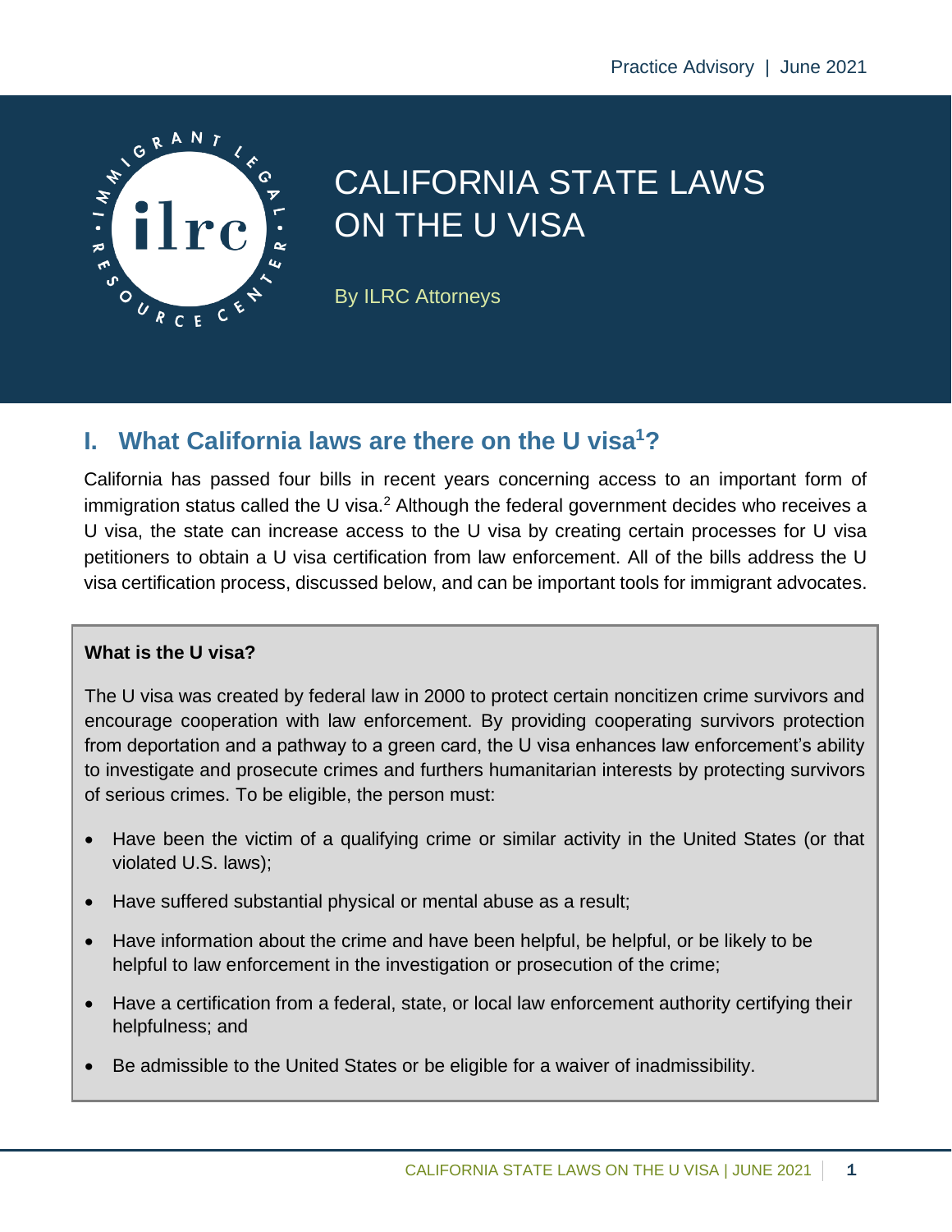Practice Advisory | June 2021

# CALIFORNIA STATE LAWS ON THE U VISA

By ILRC Attorneys

## I. What California laws are there on the U visa[1]?

California has passed four bills in recent years concerning access to an important form of immigration status called the U visa.[2] Although the federal government decides who receives a U visa, the state can increase access to the U visa by creating certain processes for U visa petitioners to obtain a U visa certification from law enforcement. All of the bills address the U visa certification process, discussed below, and can be important tools for immigrant advocates.

**What is the U visa?**

The U visa was created by federal law in 2000 to protect certain noncitizen crime survivors and encourage cooperation with law enforcement. By providing cooperating survivors protection from deportation and a pathway to a green card, the U visa enhances law enforcement's ability to investigate and prosecute crimes and furthers humanitarian interests by protecting survivors of serious crimes. To be eligible, the person must:

- Have been the victim of a qualifying crime or similar activity in the United States (or that violated U.S. laws);
- Have suffered substantial physical or mental abuse as a result;
- Have information about the crime and have been helpful, be helpful, or be likely to be helpful to law enforcement in the investigation or prosecution of the crime;
- Have a certification from a federal, state, or local law enforcement authority certifying their helpfulness; and
- Be admissible to the United States or be eligible for a waiver of inadmissibility.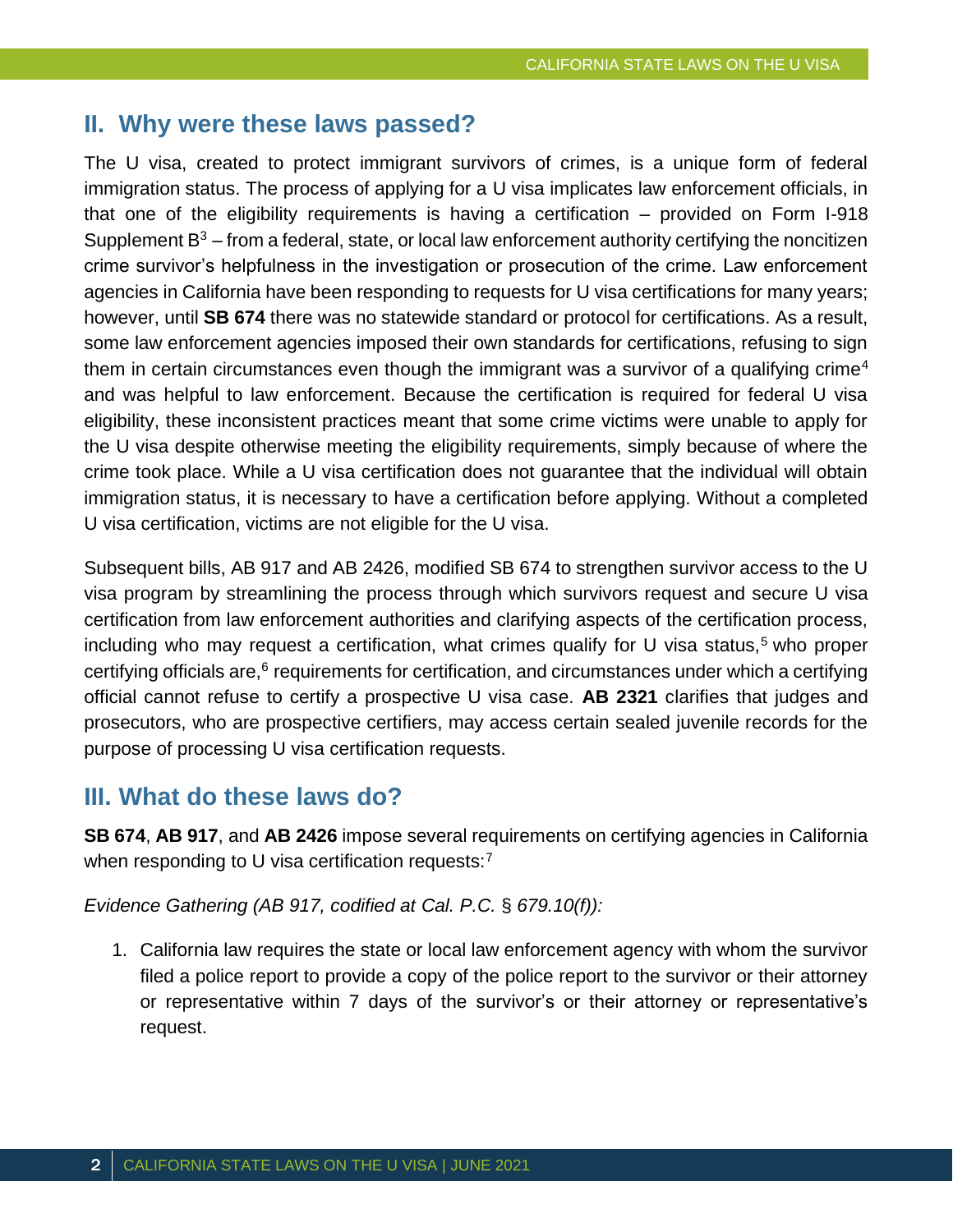## II. Why were these laws passed?

The U visa, created to protect immigrant survivors of crimes, is a unique form of federal immigration status. The process of applying for a U visa implicates law enforcement officials, in that one of the eligibility requirements is having a certification – provided on Form I-918 Supplement B[3] – from a federal, state, or local law enforcement authority certifying the noncitizen crime survivor's helpfulness in the investigation or prosecution of the crime. Law enforcement agencies in California have been responding to requests for U visa certifications for many years; however, until **SB 674** there was no statewide standard or protocol for certifications. As a result, some law enforcement agencies imposed their own standards for certifications, refusing to sign them in certain circumstances even though the immigrant was a survivor of a qualifying crime[4] and was helpful to law enforcement. Because the certification is required for federal U visa eligibility, these inconsistent practices meant that some crime victims were unable to apply for the U visa despite otherwise meeting the eligibility requirements, simply because of where the crime took place. While a U visa certification does not guarantee that the individual will obtain immigration status, it is necessary to have a certification before applying. Without a completed U visa certification, victims are not eligible for the U visa.

Subsequent bills, AB 917 and AB 2426, modified SB 674 to strengthen survivor access to the U visa program by streamlining the process through which survivors request and secure U visa certification from law enforcement authorities and clarifying aspects of the certification process, including who may request a certification, what crimes qualify for U visa status,[5] who proper certifying officials are,[6] requirements for certification, and circumstances under which a certifying official cannot refuse to certify a prospective U visa case. **AB 2321** clarifies that judges and prosecutors, who are prospective certifiers, may access certain sealed juvenile records for the purpose of processing U visa certification requests.

## III. What do these laws do?

**SB 674**, **AB 917**, and **AB 2426** impose several requirements on certifying agencies in California when responding to U visa certification requests:[7]

*Evidence Gathering (AB 917, codified at Cal. P.C. § 679.10(f)):*

1. California law requires the state or local law enforcement agency with whom the survivor filed a police report to provide a copy of the police report to the survivor or their attorney or representative within 7 days of the survivor's or their attorney or representative's request.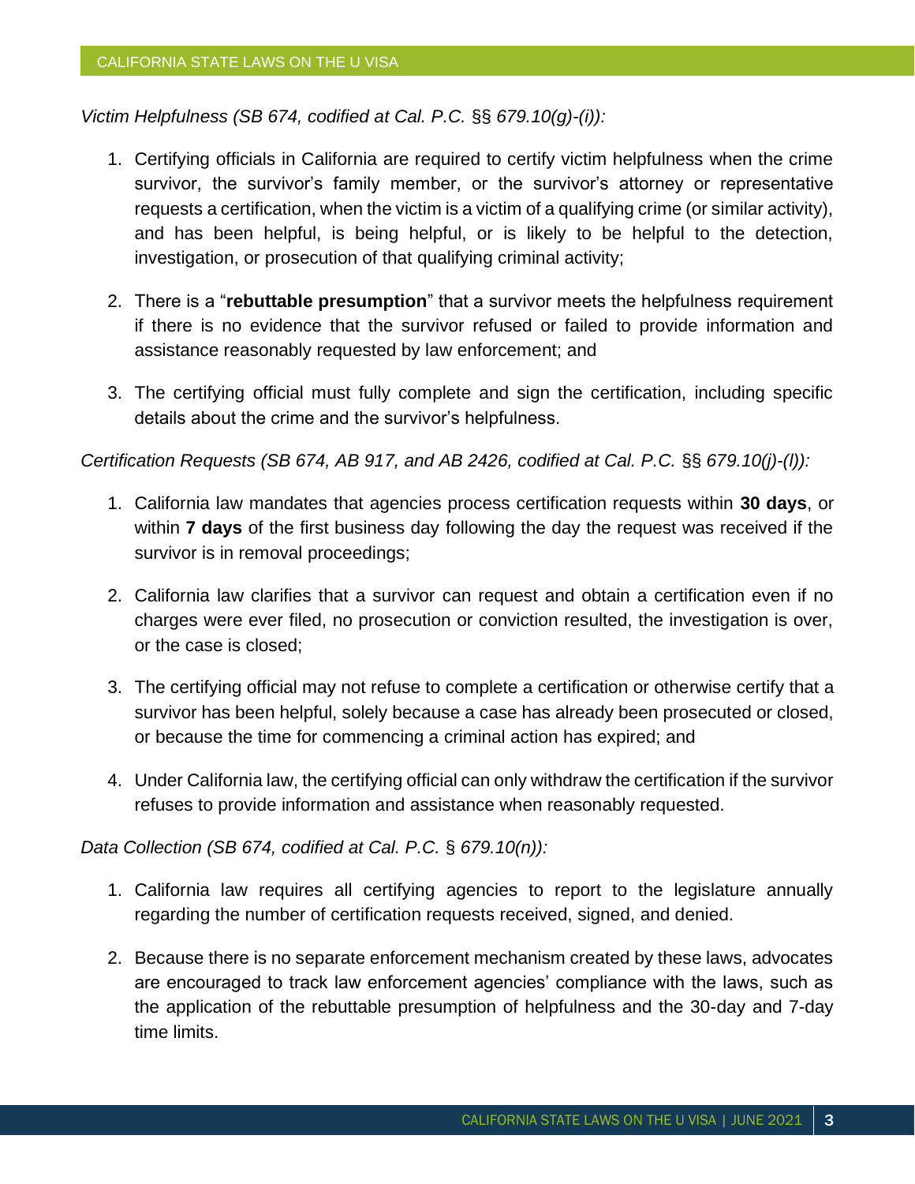*Victim Helpfulness (SB 674, codified at Cal. P.C.* §§ *679.10(g)-(i)):*

1. Certifying officials in California are required to certify victim helpfulness when the crime survivor, the survivor's family member, or the survivor's attorney or representative requests a certification, when the victim is a victim of a qualifying crime (or similar activity), and has been helpful, is being helpful, or is likely to be helpful to the detection, investigation, or prosecution of that qualifying criminal activity;

2. There is a "**rebuttable presumption**" that a survivor meets the helpfulness requirement if there is no evidence that the survivor refused or failed to provide information and assistance reasonably requested by law enforcement; and

3. The certifying official must fully complete and sign the certification, including specific details about the crime and the survivor's helpfulness.

*Certification Requests (SB 674, AB 917, and AB 2426, codified at Cal. P.C.* §§ *679.10(j)-(l)):*

1. California law mandates that agencies process certification requests within **30 days**, or within **7 days** of the first business day following the day the request was received if the survivor is in removal proceedings;

2. California law clarifies that a survivor can request and obtain a certification even if no charges were ever filed, no prosecution or conviction resulted, the investigation is over, or the case is closed;

3. The certifying official may not refuse to complete a certification or otherwise certify that a survivor has been helpful, solely because a case has already been prosecuted or closed, or because the time for commencing a criminal action has expired; and

4. Under California law, the certifying official can only withdraw the certification if the survivor refuses to provide information and assistance when reasonably requested.

*Data Collection (SB 674, codified at Cal. P.C.* § *679.10(n)):*

1. California law requires all certifying agencies to report to the legislature annually regarding the number of certification requests received, signed, and denied.

2. Because there is no separate enforcement mechanism created by these laws, advocates are encouraged to track law enforcement agencies' compliance with the laws, such as the application of the rebuttable presumption of helpfulness and the 30-day and 7-day time limits.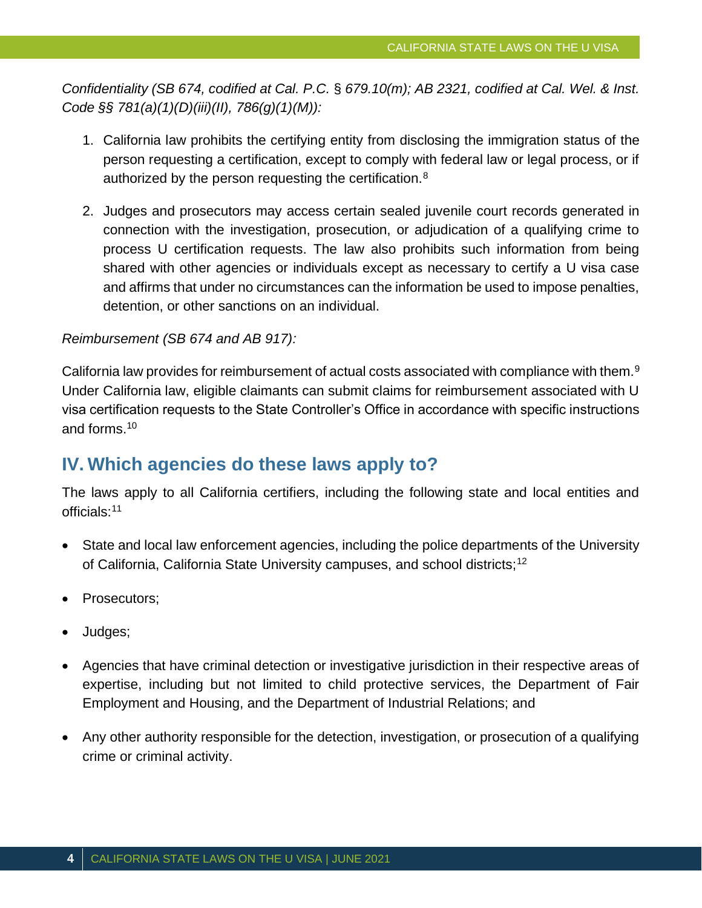*Confidentiality (SB 674, codified at Cal. P.C. § 679.10(m); AB 2321, codified at Cal. Wel. & Inst. Code §§ 781(a)(1)(D)(iii)(II), 786(g)(1)(M)):*

1. California law prohibits the certifying entity from disclosing the immigration status of the person requesting a certification, except to comply with federal law or legal process, or if authorized by the person requesting the certification.[8]

2. Judges and prosecutors may access certain sealed juvenile court records generated in connection with the investigation, prosecution, or adjudication of a qualifying crime to process U certification requests. The law also prohibits such information from being shared with other agencies or individuals except as necessary to certify a U visa case and affirms that under no circumstances can the information be used to impose penalties, detention, or other sanctions on an individual.

*Reimbursement (SB 674 and AB 917):*

California law provides for reimbursement of actual costs associated with compliance with them.[9] Under California law, eligible claimants can submit claims for reimbursement associated with U visa certification requests to the State Controller's Office in accordance with specific instructions and forms.[10]

## IV. Which agencies do these laws apply to?

The laws apply to all California certifiers, including the following state and local entities and officials:[11]

- State and local law enforcement agencies, including the police departments of the University of California, California State University campuses, and school districts;[12]
- Prosecutors;
- Judges;
- Agencies that have criminal detection or investigative jurisdiction in their respective areas of expertise, including but not limited to child protective services, the Department of Fair Employment and Housing, and the Department of Industrial Relations; and
- Any other authority responsible for the detection, investigation, or prosecution of a qualifying crime or criminal activity.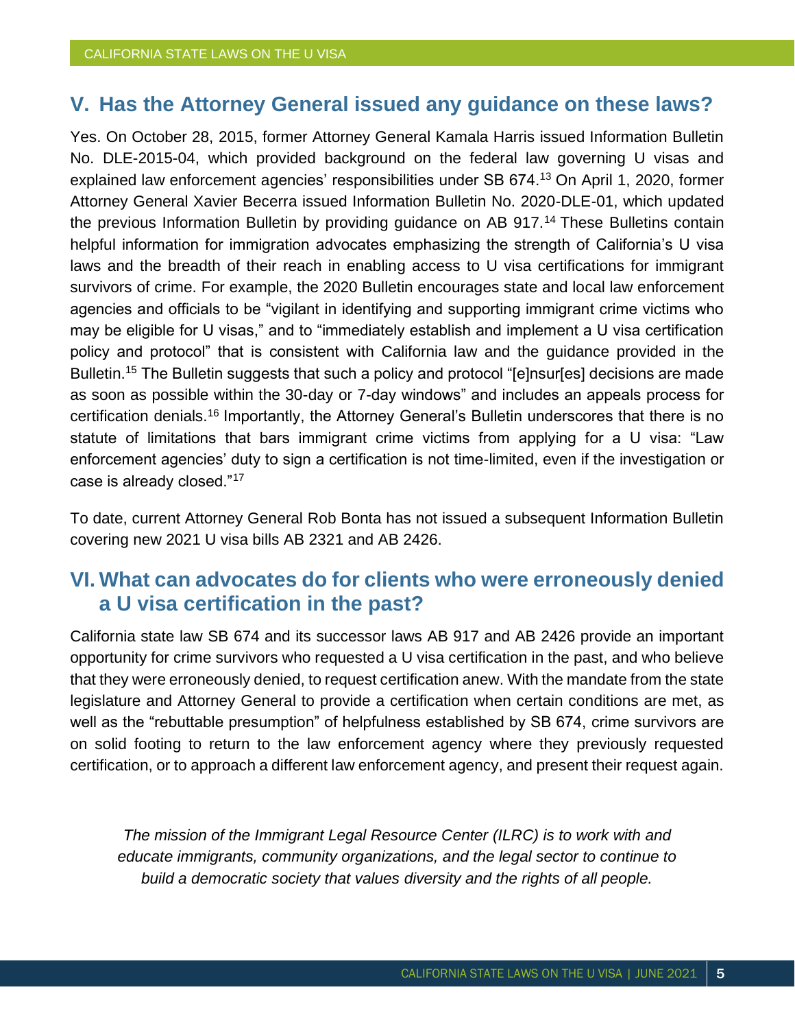## V. Has the Attorney General issued any guidance on these laws?

Yes. On October 28, 2015, former Attorney General Kamala Harris issued Information Bulletin No. DLE-2015-04, which provided background on the federal law governing U visas and explained law enforcement agencies' responsibilities under SB 674.[13] On April 1, 2020, former Attorney General Xavier Becerra issued Information Bulletin No. 2020-DLE-01, which updated the previous Information Bulletin by providing guidance on AB 917.[14] These Bulletins contain helpful information for immigration advocates emphasizing the strength of California's U visa laws and the breadth of their reach in enabling access to U visa certifications for immigrant survivors of crime. For example, the 2020 Bulletin encourages state and local law enforcement agencies and officials to be "vigilant in identifying and supporting immigrant crime victims who may be eligible for U visas," and to "immediately establish and implement a U visa certification policy and protocol" that is consistent with California law and the guidance provided in the Bulletin.[15] The Bulletin suggests that such a policy and protocol "[e]nsur[es] decisions are made as soon as possible within the 30-day or 7-day windows" and includes an appeals process for certification denials.[16] Importantly, the Attorney General's Bulletin underscores that there is no statute of limitations that bars immigrant crime victims from applying for a U visa: "Law enforcement agencies' duty to sign a certification is not time-limited, even if the investigation or case is already closed."[17]

To date, current Attorney General Rob Bonta has not issued a subsequent Information Bulletin covering new 2021 U visa bills AB 2321 and AB 2426.

## VI. What can advocates do for clients who were erroneously denied a U visa certification in the past?

California state law SB 674 and its successor laws AB 917 and AB 2426 provide an important opportunity for crime survivors who requested a U visa certification in the past, and who believe that they were erroneously denied, to request certification anew. With the mandate from the state legislature and Attorney General to provide a certification when certain conditions are met, as well as the "rebuttable presumption" of helpfulness established by SB 674, crime survivors are on solid footing to return to the law enforcement agency where they previously requested certification, or to approach a different law enforcement agency, and present their request again.

*The mission of the Immigrant Legal Resource Center (ILRC) is to work with and educate immigrants, community organizations, and the legal sector to continue to build a democratic society that values diversity and the rights of all people.*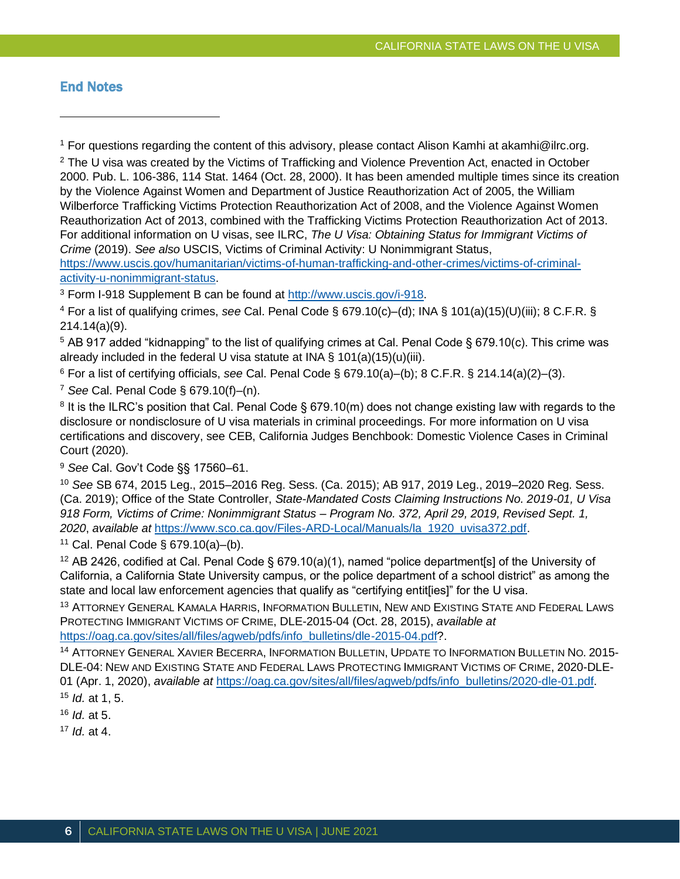## End Notes

[1] For questions regarding the content of this advisory, please contact Alison Kamhi at akamhi@ilrc.org.

[2] The U visa was created by the Victims of Trafficking and Violence Prevention Act, enacted in October 2000. Pub. L. 106-386, 114 Stat. 1464 (Oct. 28, 2000). It has been amended multiple times since its creation by the Violence Against Women and Department of Justice Reauthorization Act of 2005, the William Wilberforce Trafficking Victims Protection Reauthorization Act of 2008, and the Violence Against Women Reauthorization Act of 2013, combined with the Trafficking Victims Protection Reauthorization Act of 2013. For additional information on U visas, see ILRC, *The U Visa: Obtaining Status for Immigrant Victims of Crime* (2019). *See also* USCIS, Victims of Criminal Activity: U Nonimmigrant Status, https://www.uscis.gov/humanitarian/victims-of-human-trafficking-and-other-crimes/victims-of-criminal-activity-u-nonimmigrant-status.

[3] Form I-918 Supplement B can be found at http://www.uscis.gov/i-918.

[4] For a list of qualifying crimes, *see* Cal. Penal Code § 679.10(c)–(d); INA § 101(a)(15)(U)(iii); 8 C.F.R. § 214.14(a)(9).

[5] AB 917 added "kidnapping" to the list of qualifying crimes at Cal. Penal Code § 679.10(c). This crime was already included in the federal U visa statute at INA § 101(a)(15)(u)(iii).

[6] For a list of certifying officials, *see* Cal. Penal Code § 679.10(a)–(b); 8 C.F.R. § 214.14(a)(2)–(3).

[7] *See* Cal. Penal Code § 679.10(f)–(n).

[8] It is the ILRC's position that Cal. Penal Code § 679.10(m) does not change existing law with regards to the disclosure or nondisclosure of U visa materials in criminal proceedings. For more information on U visa certifications and discovery, see CEB, California Judges Benchbook: Domestic Violence Cases in Criminal Court (2020).

[9] *See* Cal. Gov't Code §§ 17560–61.

[10] *See* SB 674, 2015 Leg., 2015–2016 Reg. Sess. (Ca. 2015); AB 917, 2019 Leg., 2019–2020 Reg. Sess. (Ca. 2019); Office of the State Controller, *State-Mandated Costs Claiming Instructions No. 2019-01, U Visa 918 Form, Victims of Crime: Nonimmigrant Status – Program No. 372, April 29, 2019, Revised Sept. 1, 2020*, *available at* https://www.sco.ca.gov/Files-ARD-Local/Manuals/la_1920_uvisa372.pdf.

[11] Cal. Penal Code § 679.10(a)–(b).

[12] AB 2426, codified at Cal. Penal Code § 679.10(a)(1), named "police department[s] of the University of California, a California State University campus, or the police department of a school district" as among the state and local law enforcement agencies that qualify as "certifying entit[ies]" for the U visa.

[13] ATTORNEY GENERAL KAMALA HARRIS, INFORMATION BULLETIN, NEW AND EXISTING STATE AND FEDERAL LAWS PROTECTING IMMIGRANT VICTIMS OF CRIME, DLE-2015-04 (Oct. 28, 2015), *available at* https://oag.ca.gov/sites/all/files/agweb/pdfs/info_bulletins/dle-2015-04.pdf?.

[14] ATTORNEY GENERAL XAVIER BECERRA, INFORMATION BULLETIN, UPDATE TO INFORMATION BULLETIN NO. 2015-DLE-04: NEW AND EXISTING STATE AND FEDERAL LAWS PROTECTING IMMIGRANT VICTIMS OF CRIME, 2020-DLE-01 (Apr. 1, 2020), *available at* https://oag.ca.gov/sites/all/files/agweb/pdfs/info_bulletins/2020-dle-01.pdf.

[15] *Id.* at 1, 5.

[16] *Id.* at 5.

[17] *Id.* at 4.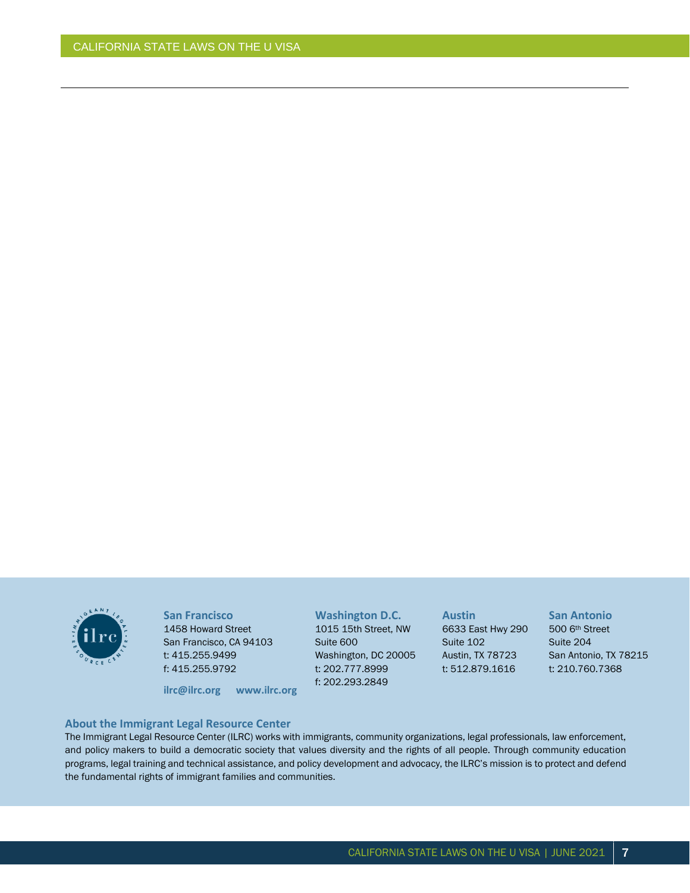**San Francisco**
1458 Howard Street
San Francisco, CA 94103
t: 415.255.9499
f: 415.255.9792

**Washington D.C.**
1015 15th Street, NW
Suite 600
Washington, DC 20005
t: 202.777.8999
f: 202.293.2849

**Austin**
6633 East Hwy 290
Suite 102
Austin, TX 78723
t: 512.879.1616

**San Antonio**
500 6th Street
Suite 204
San Antonio, TX 78215
t: 210.760.7368

**ilrc@ilrc.org** **www.ilrc.org**

## About the Immigrant Legal Resource Center

The Immigrant Legal Resource Center (ILRC) works with immigrants, community organizations, legal professionals, law enforcement, and policy makers to build a democratic society that values diversity and the rights of all people. Through community education programs, legal training and technical assistance, and policy development and advocacy, the ILRC's mission is to protect and defend the fundamental rights of immigrant families and communities.